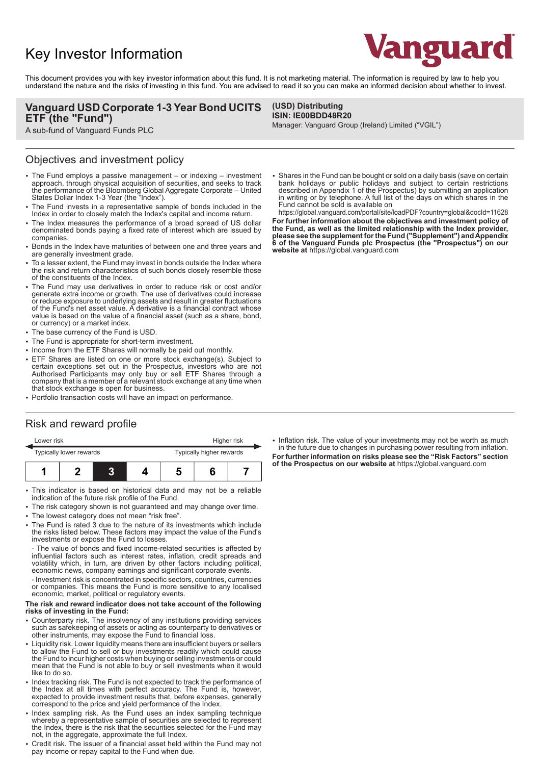# Key Investor Information

Vanguard

This document provides you with key investor information about this fund. It is not marketing material. The information is required by law to help you understand the nature and the risks of investing in this fund. You are advised to read it so you can make an informed decision about whether to invest.

**Vanguard USD Corporate 1-3 Year Bond UCITS ETF (the "Fund")**
A sub-fund of Vanguard Funds PLC

**(USD) Distributing**
**ISIN: IE00BDD48R20**
Manager: Vanguard Group (Ireland) Limited ("VGIL")

## Objectives and investment policy

- The Fund employs a passive management – or indexing – investment approach, through physical acquisition of securities, and seeks to track the performance of the Bloomberg Global Aggregate Corporate – United States Dollar Index 1-3 Year (the "Index").
- The Fund invests in a representative sample of bonds included in the Index in order to closely match the Index's capital and income return.
- The Index measures the performance of a broad spread of US dollar denominated bonds paying a fixed rate of interest which are issued by companies.
- Bonds in the Index have maturities of between one and three years and are generally investment grade.
- To a lesser extent, the Fund may invest in bonds outside the Index where the risk and return characteristics of such bonds closely resemble those of the constituents of the Index.
- The Fund may use derivatives in order to reduce risk or cost and/or generate extra income or growth. The use of derivatives could increase or reduce exposure to underlying assets and result in greater fluctuations of the Fund's net asset value. A derivative is a financial contract whose value is based on the value of a financial asset (such as a share, bond, or currency) or a market index.
- The base currency of the Fund is USD.
- The Fund is appropriate for short-term investment.
- Income from the ETF Shares will normally be paid out monthly.
- ETF Shares are listed on one or more stock exchange(s). Subject to certain exceptions set out in the Prospectus, investors who are not Authorised Participants may only buy or sell ETF Shares through a company that is a member of a relevant stock exchange at any time when that stock exchange is open for business.
- Portfolio transaction costs will have an impact on performance.
- Shares in the Fund can be bought or sold on a daily basis (save on certain bank holidays or public holidays and subject to certain restrictions described in Appendix 1 of the Prospectus) by submitting an application in writing or by telephone. A full list of the days on which shares in the Fund cannot be sold is available on https://global.vanguard.com/portal/site/loadPDF?country=global&docId=11628

**For further information about the objectives and investment policy of the Fund, as well as the limited relationship with the Index provider, please see the supplement for the Fund ("Supplement") and Appendix 6 of the Vanguard Funds plc Prospectus (the "Prospectus") on our website at** https://global.vanguard.com

## Risk and reward profile

| Lower risk | | | | | | Higher risk |
|---|---|---|---|---|---|---|
| Typically lower rewards | | | | | | Typically higher rewards |
| 1 | 2 | **3** | 4 | 5 | 6 | 7 |

- This indicator is based on historical data and may not be a reliable indication of the future risk profile of the Fund.
- The risk category shown is not guaranteed and may change over time.
- The lowest category does not mean "risk free".
- The Fund is rated 3 due to the nature of its investments which include the risks listed below. These factors may impact the value of the Fund's investments or expose the Fund to losses.
  - The value of bonds and fixed income-related securities is affected by influential factors such as interest rates, inflation, credit spreads and volatility which, in turn, are driven by other factors including political, economic news, company earnings and significant corporate events.
  - Investment risk is concentrated in specific sectors, countries, currencies or companies. This means the Fund is more sensitive to any localised economic, market, political or regulatory events.

**The risk and reward indicator does not take account of the following risks of investing in the Fund:**

- Counterparty risk. The insolvency of any institutions providing services such as safekeeping of assets or acting as counterparty to derivatives or other instruments, may expose the Fund to financial loss.
- Liquidity risk. Lower liquidity means there are insufficient buyers or sellers to allow the Fund to sell or buy investments readily which could cause the Fund to incur higher costs when buying or selling investments or could mean that the Fund is not able to buy or sell investments when it would like to do so.
- Index tracking risk. The Fund is not expected to track the performance of the Index at all times with perfect accuracy. The Fund is, however, expected to provide investment results that, before expenses, generally correspond to the price and yield performance of the Index.
- Index sampling risk. As the Fund uses an index sampling technique whereby a representative sample of securities are selected to represent the Index, there is the risk that the securities selected for the Fund may not, in the aggregate, approximate the full Index.
- Credit risk. The issuer of a financial asset held within the Fund may not pay income or repay capital to the Fund when due.
- Inflation risk. The value of your investments may not be worth as much in the future due to changes in purchasing power resulting from inflation.

**For further information on risks please see the "Risk Factors" section of the Prospectus on our website at** https://global.vanguard.com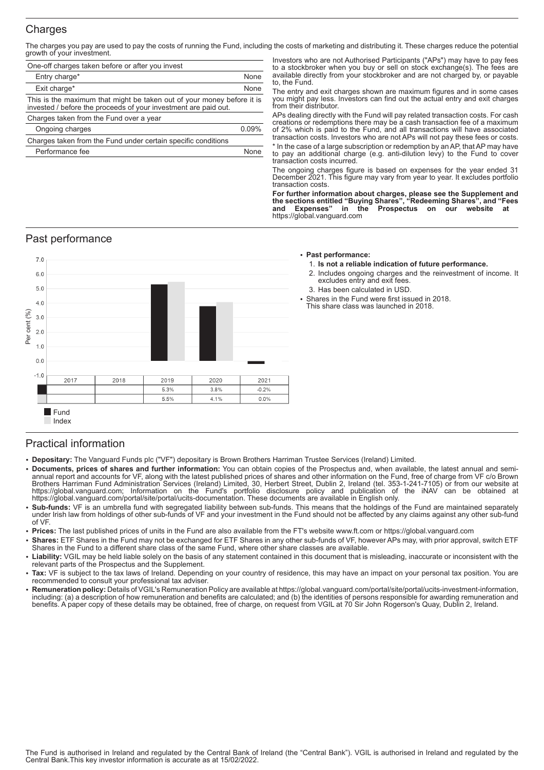## Charges

The charges you pay are used to pay the costs of running the Fund, including the costs of marketing and distributing it. These charges reduce the potential growth of your investment.

| | |
|---|---|
| One-off charges taken before or after you invest | |
| Entry charge* | None |
| Exit charge* | None |
| This is the maximum that might be taken out of your money before it is invested / before the proceeds of your investment are paid out. | |
| Charges taken from the Fund over a year | |
| Ongoing charges | 0.09% |
| Charges taken from the Fund under certain specific conditions | |
| Performance fee | None |

Investors who are not Authorised Participants ("APs") may have to pay fees to a stockbroker when you buy or sell on stock exchange(s). The fees are available directly from your stockbroker and are not charged by, or payable to, the Fund.

The entry and exit charges shown are maximum figures and in some cases you might pay less. Investors can find out the actual entry and exit charges from their distributor.

APs dealing directly with the Fund will pay related transaction costs. For cash creations or redemptions there may be a cash transaction fee of a maximum of 2% which is paid to the Fund, and all transactions will have associated transaction costs. Investors who are not APs will not pay these fees or costs.

* In the case of a large subscription or redemption by an AP, that AP may have to pay an additional charge (e.g. anti-dilution levy) to the Fund to cover transaction costs incurred.

The ongoing charges figure is based on expenses for the year ended 31 December 2021. This figure may vary from year to year. It excludes portfolio transaction costs.

**For further information about charges, please see the Supplement and the sections entitled "Buying Shares", "Redeeming Shares", and "Fees and Expenses" in the Prospectus on our website at** https://global.vanguard.com

## Past performance

7.0
6.0
5.0
4.0
3.0
2.0
1.0
0.0
-1.0
Per cent (%)

2017 2018 2019 2020 2021
Fund: 5.3% 3.8% -0.2%
Index: 5.5% 4.1% 0.0%

Fund
Index

- **Past performance:**
  1. **Is not a reliable indication of future performance.**
  2. Includes ongoing charges and the reinvestment of income. It excludes entry and exit fees.
  3. Has been calculated in USD.
- Shares in the Fund were first issued in 2018.
  This share class was launched in 2018.

## Practical information

- **Depositary:** The Vanguard Funds plc ("VF") depositary is Brown Brothers Harriman Trustee Services (Ireland) Limited.
- **Documents, prices of shares and further information:** You can obtain copies of the Prospectus and, when available, the latest annual and semi-annual report and accounts for VF, along with the latest published prices of shares and other information on the Fund, free of charge from VF c/o Brown Brothers Harriman Fund Administration Services (Ireland) Limited, 30, Herbert Street, Dublin 2, Ireland (tel. 353-1-241-7105) or from our website at https://global.vanguard.com; Information on the Fund's portfolio disclosure policy and publication of the iNAV can be obtained at https://global.vanguard.com/portal/site/portal/ucits-documentation. These documents are available in English only.
- **Sub-funds:** VF is an umbrella fund with segregated liability between sub-funds. This means that the holdings of the Fund are maintained separately under Irish law from holdings of other sub-funds of VF and your investment in the Fund should not be affected by any claims against any other sub-fund of VF.
- **Prices:** The last published prices of units in the Fund are also available from the FT's website www.ft.com or https://global.vanguard.com
- **Shares:** ETF Shares in the Fund may not be exchanged for ETF Shares in any other sub-funds of VF, however APs may, with prior approval, switch ETF Shares in the Fund to a different share class of the same Fund, where other share classes are available.
- **Liability:** VGIL may be held liable solely on the basis of any statement contained in this document that is misleading, inaccurate or inconsistent with the relevant parts of the Prospectus and the Supplement.
- **Tax:** VF is subject to the tax laws of Ireland. Depending on your country of residence, this may have an impact on your personal tax position. You are recommended to consult your professional tax adviser.
- **Remuneration policy:** Details of VGIL's Remuneration Policy are available at https://global.vanguard.com/portal/site/portal/ucits-investment-information, including: (a) a description of how remuneration and benefits are calculated; and (b) the identities of persons responsible for awarding remuneration and benefits. A paper copy of these details may be obtained, free of charge, on request from VGIL at 70 Sir John Rogerson's Quay, Dublin 2, Ireland.

The Fund is authorised in Ireland and regulated by the Central Bank of Ireland (the "Central Bank"). VGIL is authorised in Ireland and regulated by the Central Bank.This key investor information is accurate as at 15/02/2022.